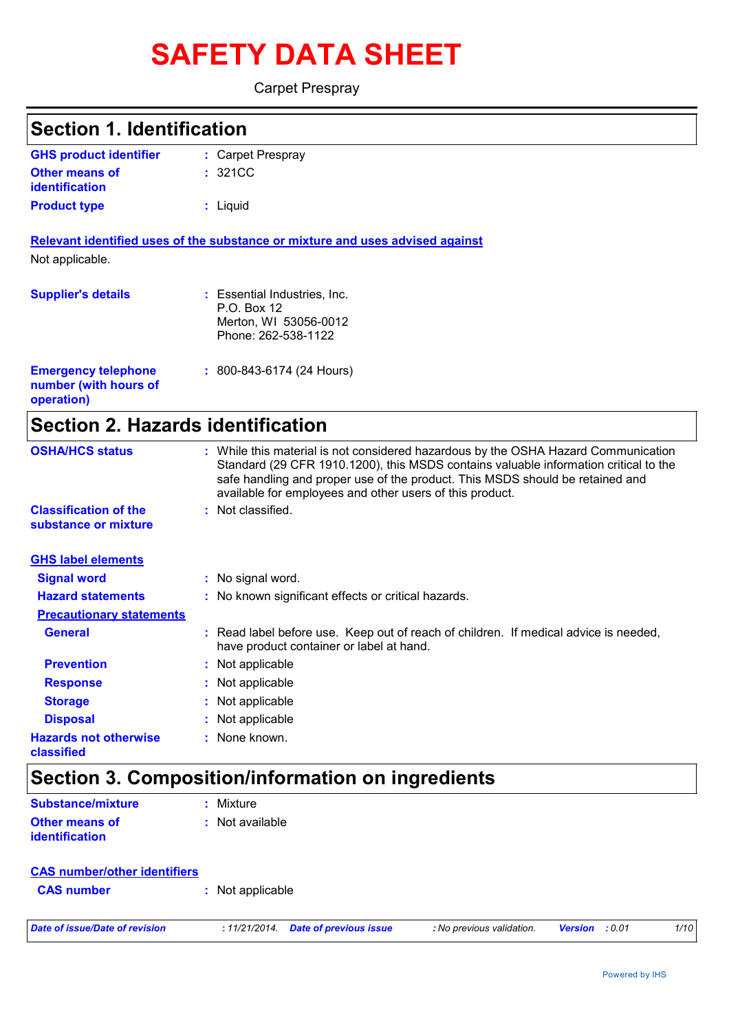# SAFETY DATA SHEET

Carpet Prespray

## Section 1. Identification

**GHS product identifier** : Carpet Prespray

**Other means of identification** : 321CC

**Product type** : Liquid

**Relevant identified uses of the substance or mixture and uses advised against**

Not applicable.

**Supplier's details** : Essential Industries, Inc.
P.O. Box 12
Merton, WI 53056-0012
Phone: 262-538-1122

**Emergency telephone number (with hours of operation)** : 800-843-6174 (24 Hours)

## Section 2. Hazards identification

**OSHA/HCS status** : While this material is not considered hazardous by the OSHA Hazard Communication Standard (29 CFR 1910.1200), this MSDS contains valuable information critical to the safe handling and proper use of the product. This MSDS should be retained and available for employees and other users of this product.

**Classification of the substance or mixture** : Not classified.

**GHS label elements**

**Signal word** : No signal word.

**Hazard statements** : No known significant effects or critical hazards.

**Precautionary statements**

**General** : Read label before use. Keep out of reach of children. If medical advice is needed, have product container or label at hand.

**Prevention** : Not applicable

**Response** : Not applicable

**Storage** : Not applicable

**Disposal** : Not applicable

**Hazards not otherwise classified** : None known.

## Section 3. Composition/information on ingredients

**Substance/mixture** : Mixture

**Other means of identification** : Not available

**CAS number/other identifiers**

**CAS number** : Not applicable

*Date of issue/Date of revision : 11/21/2014. Date of previous issue : No previous validation. Version : 0.01*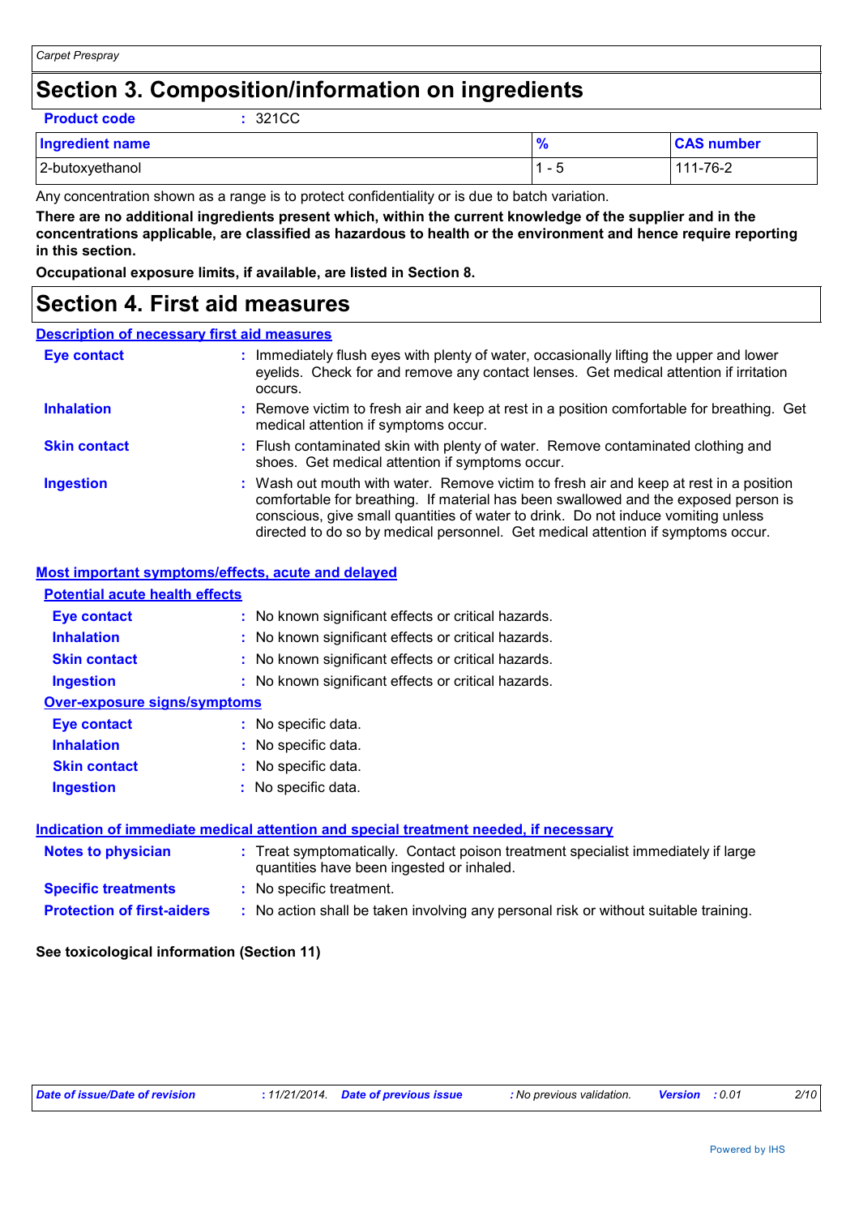# Section 3. Composition/information on ingredients

**Product code** : 321CC

| Ingredient name | % | CAS number |
|---|---|---|
| 2-butoxyethanol | 1 - 5 | 111-76-2 |

Any concentration shown as a range is to protect confidentiality or is due to batch variation.

**There are no additional ingredients present which, within the current knowledge of the supplier and in the concentrations applicable, are classified as hazardous to health or the environment and hence require reporting in this section.**

**Occupational exposure limits, if available, are listed in Section 8.**

# Section 4. First aid measures

## Description of necessary first aid measures

**Eye contact** : Immediately flush eyes with plenty of water, occasionally lifting the upper and lower eyelids. Check for and remove any contact lenses. Get medical attention if irritation occurs.

**Inhalation** : Remove victim to fresh air and keep at rest in a position comfortable for breathing. Get medical attention if symptoms occur.

**Skin contact** : Flush contaminated skin with plenty of water. Remove contaminated clothing and shoes. Get medical attention if symptoms occur.

**Ingestion** : Wash out mouth with water. Remove victim to fresh air and keep at rest in a position comfortable for breathing. If material has been swallowed and the exposed person is conscious, give small quantities of water to drink. Do not induce vomiting unless directed to do so by medical personnel. Get medical attention if symptoms occur.

## Most important symptoms/effects, acute and delayed

### Potential acute health effects

**Eye contact** : No known significant effects or critical hazards.

**Inhalation** : No known significant effects or critical hazards.

**Skin contact** : No known significant effects or critical hazards.

**Ingestion** : No known significant effects or critical hazards.

### Over-exposure signs/symptoms

**Eye contact** : No specific data.

**Inhalation** : No specific data.

**Skin contact** : No specific data.

**Ingestion** : No specific data.

## Indication of immediate medical attention and special treatment needed, if necessary

**Notes to physician** : Treat symptomatically. Contact poison treatment specialist immediately if large quantities have been ingested or inhaled.

**Specific treatments** : No specific treatment.

**Protection of first-aiders** : No action shall be taken involving any personal risk or without suitable training.

**See toxicological information (Section 11)**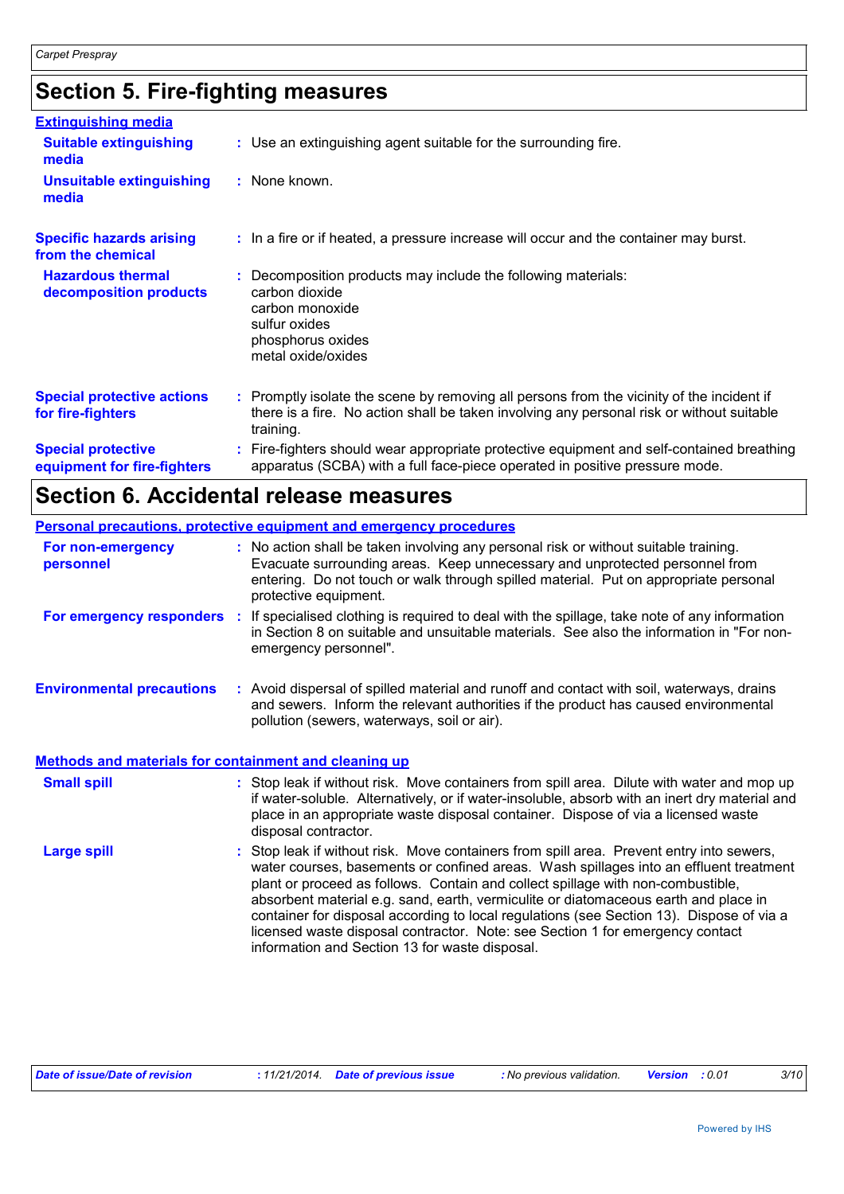## Section 5. Fire-fighting measures

**Extinguishing media**

| | |
|---|---|
| **Suitable extinguishing media** | : Use an extinguishing agent suitable for the surrounding fire. |
| **Unsuitable extinguishing media** | : None known. |
| **Specific hazards arising from the chemical** | : In a fire or if heated, a pressure increase will occur and the container may burst. |
| **Hazardous thermal decomposition products** | : Decomposition products may include the following materials:<br>carbon dioxide<br>carbon monoxide<br>sulfur oxides<br>phosphorus oxides<br>metal oxide/oxides |
| **Special protective actions for fire-fighters** | : Promptly isolate the scene by removing all persons from the vicinity of the incident if there is a fire. No action shall be taken involving any personal risk or without suitable training. |
| **Special protective equipment for fire-fighters** | : Fire-fighters should wear appropriate protective equipment and self-contained breathing apparatus (SCBA) with a full face-piece operated in positive pressure mode. |

## Section 6. Accidental release measures

**Personal precautions, protective equipment and emergency procedures**

| | |
|---|---|
| **For non-emergency personnel** | : No action shall be taken involving any personal risk or without suitable training. Evacuate surrounding areas. Keep unnecessary and unprotected personnel from entering. Do not touch or walk through spilled material. Put on appropriate personal protective equipment. |
| **For emergency responders** | : If specialised clothing is required to deal with the spillage, take note of any information in Section 8 on suitable and unsuitable materials. See also the information in "For non-emergency personnel". |
| **Environmental precautions** | : Avoid dispersal of spilled material and runoff and contact with soil, waterways, drains and sewers. Inform the relevant authorities if the product has caused environmental pollution (sewers, waterways, soil or air). |

**Methods and materials for containment and cleaning up**

| | |
|---|---|
| **Small spill** | : Stop leak if without risk. Move containers from spill area. Dilute with water and mop up if water-soluble. Alternatively, or if water-insoluble, absorb with an inert dry material and place in an appropriate waste disposal container. Dispose of via a licensed waste disposal contractor. |
| **Large spill** | : Stop leak if without risk. Move containers from spill area. Prevent entry into sewers, water courses, basements or confined areas. Wash spillages into an effluent treatment plant or proceed as follows. Contain and collect spillage with non-combustible, absorbent material e.g. sand, earth, vermiculite or diatomaceous earth and place in container for disposal according to local regulations (see Section 13). Dispose of via a licensed waste disposal contractor. Note: see Section 1 for emergency contact information and Section 13 for waste disposal. |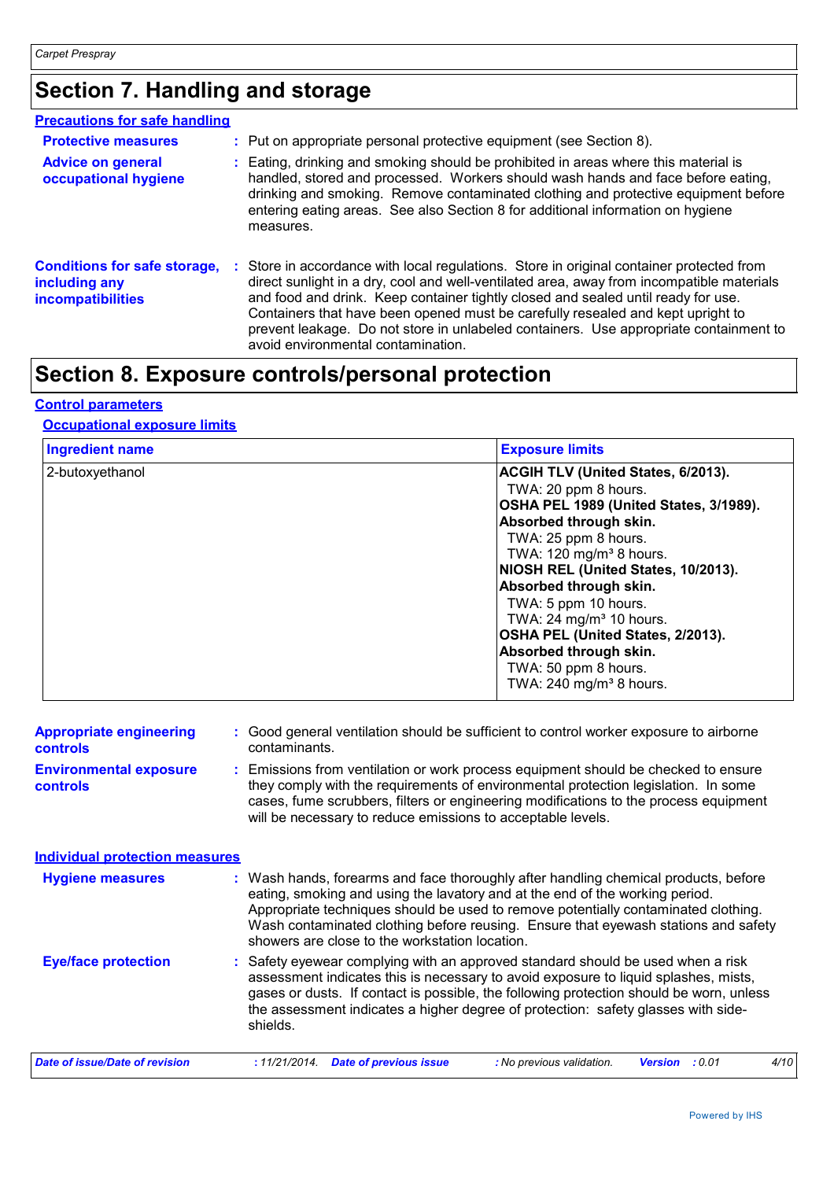# Section 7. Handling and storage

## Precautions for safe handling

**Protective measures** : Put on appropriate personal protective equipment (see Section 8).

**Advice on general occupational hygiene** : Eating, drinking and smoking should be prohibited in areas where this material is handled, stored and processed. Workers should wash hands and face before eating, drinking and smoking. Remove contaminated clothing and protective equipment before entering eating areas. See also Section 8 for additional information on hygiene measures.

**Conditions for safe storage, including any incompatibilities** : Store in accordance with local regulations. Store in original container protected from direct sunlight in a dry, cool and well-ventilated area, away from incompatible materials and food and drink. Keep container tightly closed and sealed until ready for use. Containers that have been opened must be carefully resealed and kept upright to prevent leakage. Do not store in unlabeled containers. Use appropriate containment to avoid environmental contamination.

# Section 8. Exposure controls/personal protection

## Control parameters

### Occupational exposure limits

| Ingredient name | Exposure limits |
|---|---|
| 2-butoxyethanol | **ACGIH TLV (United States, 6/2013).**<br>TWA: 20 ppm 8 hours.<br>**OSHA PEL 1989 (United States, 3/1989).**<br>**Absorbed through skin.**<br>TWA: 25 ppm 8 hours.<br>TWA: 120 mg/m³ 8 hours.<br>**NIOSH REL (United States, 10/2013).**<br>**Absorbed through skin.**<br>TWA: 5 ppm 10 hours.<br>TWA: 24 mg/m³ 10 hours.<br>**OSHA PEL (United States, 2/2013).**<br>**Absorbed through skin.**<br>TWA: 50 ppm 8 hours.<br>TWA: 240 mg/m³ 8 hours. |

**Appropriate engineering controls** : Good general ventilation should be sufficient to control worker exposure to airborne contaminants.

**Environmental exposure controls** : Emissions from ventilation or work process equipment should be checked to ensure they comply with the requirements of environmental protection legislation. In some cases, fume scrubbers, filters or engineering modifications to the process equipment will be necessary to reduce emissions to acceptable levels.

## Individual protection measures

**Hygiene measures** : Wash hands, forearms and face thoroughly after handling chemical products, before eating, smoking and using the lavatory and at the end of the working period. Appropriate techniques should be used to remove potentially contaminated clothing. Wash contaminated clothing before reusing. Ensure that eyewash stations and safety showers are close to the workstation location.

**Eye/face protection** : Safety eyewear complying with an approved standard should be used when a risk assessment indicates this is necessary to avoid exposure to liquid splashes, mists, gases or dusts. If contact is possible, the following protection should be worn, unless the assessment indicates a higher degree of protection: safety glasses with side-shields.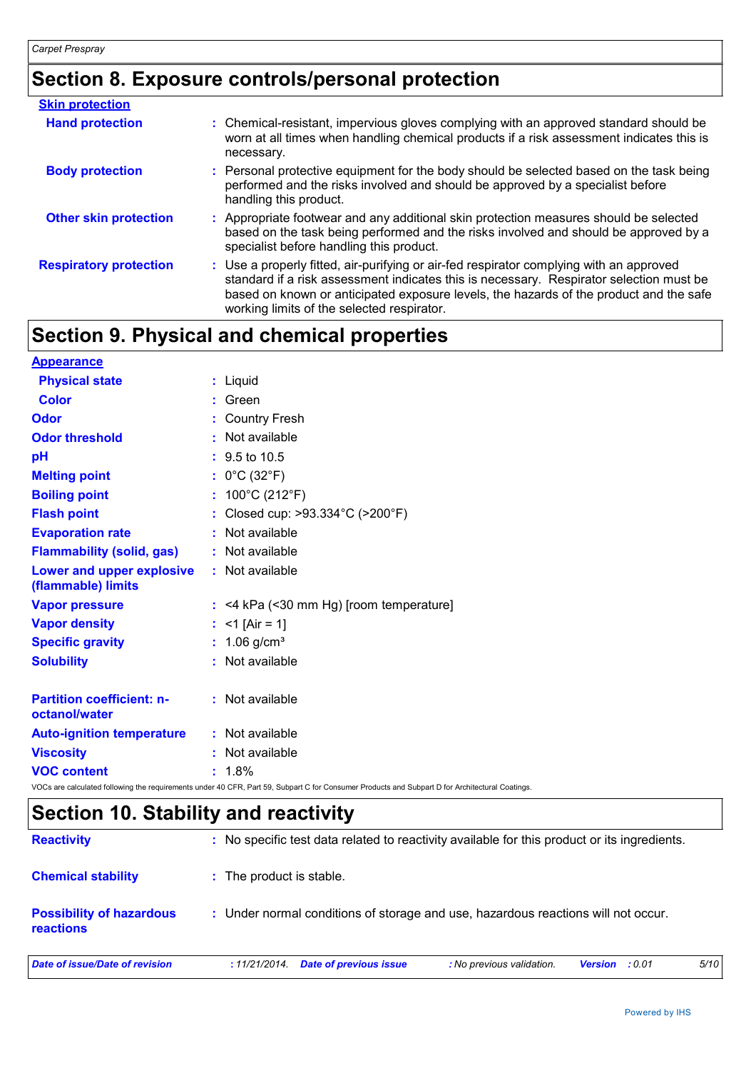## Section 8. Exposure controls/personal protection

**Skin protection**

| | |
|---|---|
| **Hand protection** | : Chemical-resistant, impervious gloves complying with an approved standard should be worn at all times when handling chemical products if a risk assessment indicates this is necessary. |
| **Body protection** | : Personal protective equipment for the body should be selected based on the task being performed and the risks involved and should be approved by a specialist before handling this product. |
| **Other skin protection** | : Appropriate footwear and any additional skin protection measures should be selected based on the task being performed and the risks involved and should be approved by a specialist before handling this product. |
| **Respiratory protection** | : Use a properly fitted, air-purifying or air-fed respirator complying with an approved standard if a risk assessment indicates this is necessary. Respirator selection must be based on known or anticipated exposure levels, the hazards of the product and the safe working limits of the selected respirator. |

## Section 9. Physical and chemical properties

**Appearance**

| | |
|---|---|
| **Physical state** | : Liquid |
| **Color** | : Green |
| **Odor** | : Country Fresh |
| **Odor threshold** | : Not available |
| **pH** | : 9.5 to 10.5 |
| **Melting point** | : 0°C (32°F) |
| **Boiling point** | : 100°C (212°F) |
| **Flash point** | : Closed cup: >93.334°C (>200°F) |
| **Evaporation rate** | : Not available |
| **Flammability (solid, gas)** | : Not available |
| **Lower and upper explosive (flammable) limits** | : Not available |
| **Vapor pressure** | : <4 kPa (<30 mm Hg) [room temperature] |
| **Vapor density** | : <1 [Air = 1] |
| **Specific gravity** | : 1.06 g/cm³ |
| **Solubility** | : Not available |
| **Partition coefficient: n-octanol/water** | : Not available |
| **Auto-ignition temperature** | : Not available |
| **Viscosity** | : Not available |
| **VOC content** | : 1.8% |

VOCs are calculated following the requirements under 40 CFR, Part 59, Subpart C for Consumer Products and Subpart D for Architectural Coatings.

## Section 10. Stability and reactivity

| | |
|---|---|
| **Reactivity** | : No specific test data related to reactivity available for this product or its ingredients. |
| **Chemical stability** | : The product is stable. |
| **Possibility of hazardous reactions** | : Under normal conditions of storage and use, hazardous reactions will not occur. |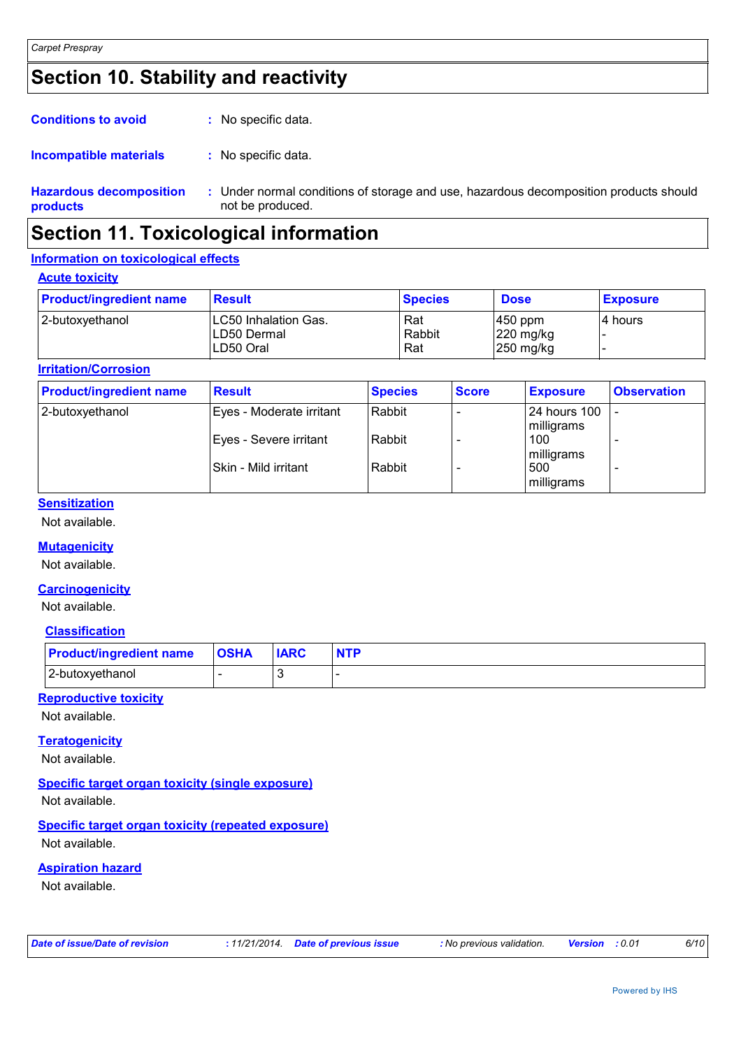# Section 10. Stability and reactivity

**Conditions to avoid** : No specific data.

**Incompatible materials** : No specific data.

**Hazardous decomposition products** : Under normal conditions of storage and use, hazardous decomposition products should not be produced.

# Section 11. Toxicological information

## Information on toxicological effects

### Acute toxicity

| Product/ingredient name | Result | Species | Dose | Exposure |
|---|---|---|---|---|
| 2-butoxyethanol | LC50 Inhalation Gas.<br>LD50 Dermal<br>LD50 Oral | Rat<br>Rabbit<br>Rat | 450 ppm<br>220 mg/kg<br>250 mg/kg | 4 hours<br>-<br>- |

### Irritation/Corrosion

| Product/ingredient name | Result | Species | Score | Exposure | Observation |
|---|---|---|---|---|---|
| 2-butoxyethanol | Eyes - Moderate irritant | Rabbit | - | 24 hours 100 milligrams | - |
| | Eyes - Severe irritant | Rabbit | - | 100 milligrams | - |
| | Skin - Mild irritant | Rabbit | - | 500 milligrams | - |

### Sensitization

Not available.

### Mutagenicity

Not available.

### Carcinogenicity

Not available.

### Classification

| Product/ingredient name | OSHA | IARC | NTP |
|---|---|---|---|
| 2-butoxyethanol | - | 3 | - |

### Reproductive toxicity

Not available.

### Teratogenicity

Not available.

### Specific target organ toxicity (single exposure)

Not available.

### Specific target organ toxicity (repeated exposure)

Not available.

### Aspiration hazard

Not available.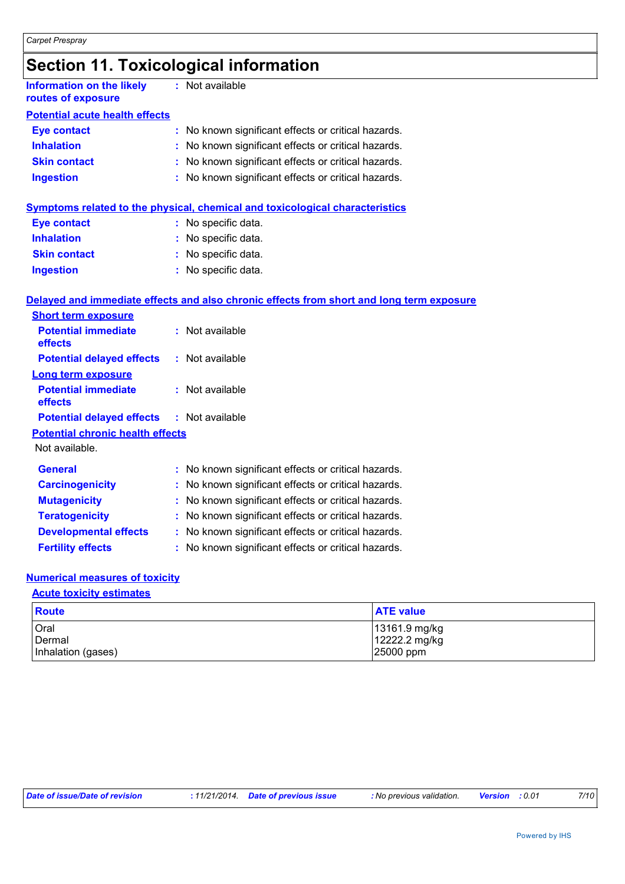# Section 11. Toxicological information

**Information on the likely routes of exposure** : Not available

**Potential acute health effects**

**Eye contact** : No known significant effects or critical hazards.
**Inhalation** : No known significant effects or critical hazards.
**Skin contact** : No known significant effects or critical hazards.
**Ingestion** : No known significant effects or critical hazards.

**Symptoms related to the physical, chemical and toxicological characteristics**

**Eye contact** : No specific data.
**Inhalation** : No specific data.
**Skin contact** : No specific data.
**Ingestion** : No specific data.

**Delayed and immediate effects and also chronic effects from short and long term exposure**

**Short term exposure**

**Potential immediate effects** : Not available
**Potential delayed effects** : Not available

**Long term exposure**

**Potential immediate effects** : Not available
**Potential delayed effects** : Not available

**Potential chronic health effects**

Not available.

**General** : No known significant effects or critical hazards.
**Carcinogenicity** : No known significant effects or critical hazards.
**Mutagenicity** : No known significant effects or critical hazards.
**Teratogenicity** : No known significant effects or critical hazards.
**Developmental effects** : No known significant effects or critical hazards.
**Fertility effects** : No known significant effects or critical hazards.

**Numerical measures of toxicity**

**Acute toxicity estimates**

| Route | ATE value |
|---|---|
| Oral | 13161.9 mg/kg |
| Dermal | 12222.2 mg/kg |
| Inhalation (gases) | 25000 ppm |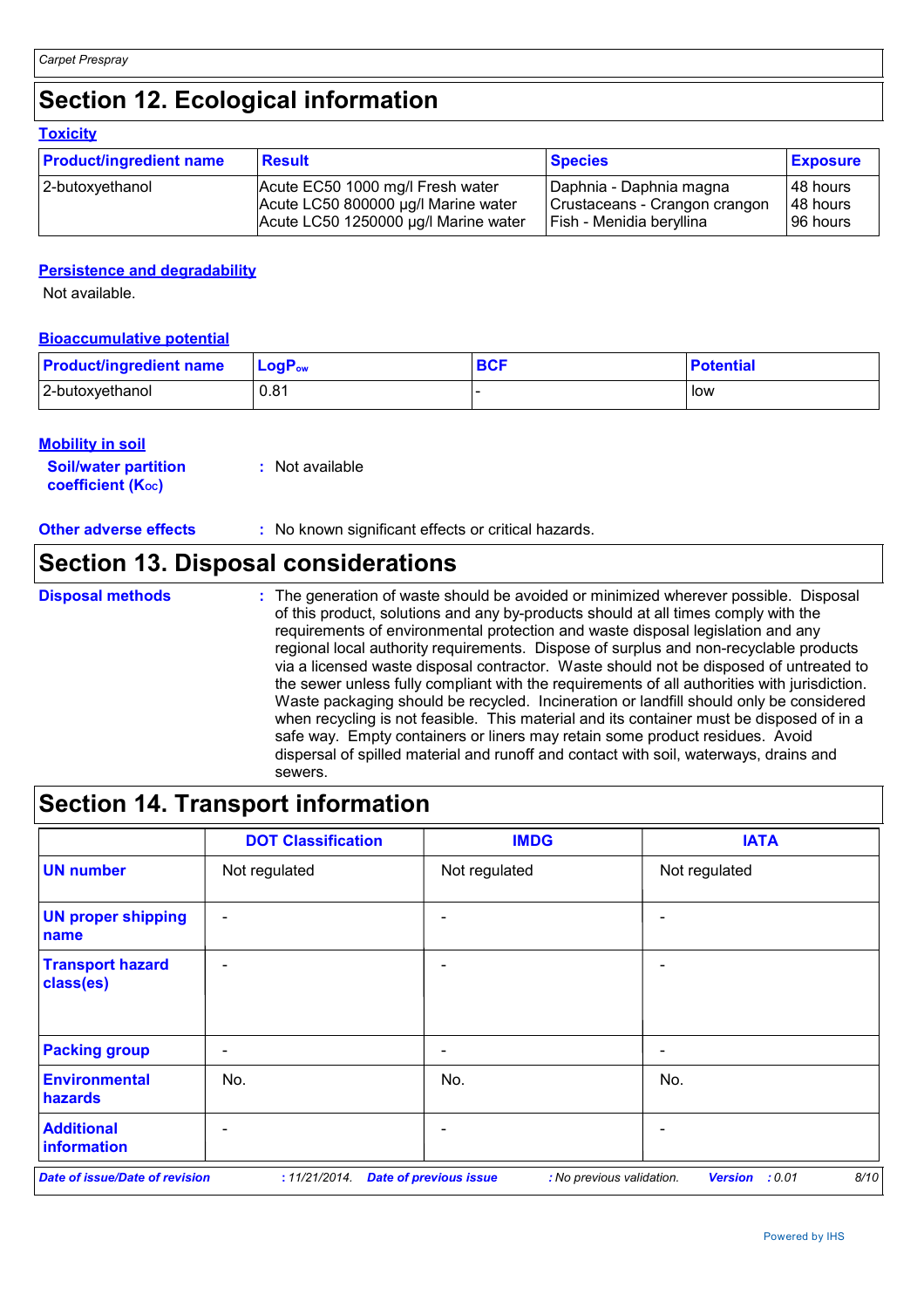## Section 12. Ecological information

### Toxicity

| Product/ingredient name | Result | Species | Exposure |
|---|---|---|---|
| 2-butoxyethanol | Acute EC50 1000 mg/l Fresh water<br>Acute LC50 800000 µg/l Marine water<br>Acute LC50 1250000 µg/l Marine water | Daphnia - Daphnia magna<br>Crustaceans - Crangon crangon<br>Fish - Menidia beryllina | 48 hours<br>48 hours<br>96 hours |

### Persistence and degradability

Not available.

### Bioaccumulative potential

| Product/ingredient name | $LogP_{ow}$ | BCF | Potential |
|---|---|---|---|
| 2-butoxyethanol | 0.81 | - | low |

### Mobility in soil

**Soil/water partition coefficient ($K_{OC}$)** : Not available

**Other adverse effects** : No known significant effects or critical hazards.

## Section 13. Disposal considerations

**Disposal methods** : The generation of waste should be avoided or minimized wherever possible. Disposal of this product, solutions and any by-products should at all times comply with the requirements of environmental protection and waste disposal legislation and any regional local authority requirements. Dispose of surplus and non-recyclable products via a licensed waste disposal contractor. Waste should not be disposed of untreated to the sewer unless fully compliant with the requirements of all authorities with jurisdiction. Waste packaging should be recycled. Incineration or landfill should only be considered when recycling is not feasible. This material and its container must be disposed of in a safe way. Empty containers or liners may retain some product residues. Avoid dispersal of spilled material and runoff and contact with soil, waterways, drains and sewers.

## Section 14. Transport information

| | DOT Classification | IMDG | IATA |
|---|---|---|---|
| UN number | Not regulated | Not regulated | Not regulated |
| UN proper shipping name | - | - | - |
| Transport hazard class(es) | - | - | - |
| Packing group | - | - | - |
| Environmental hazards | No. | No. | No. |
| Additional information | - | - | - |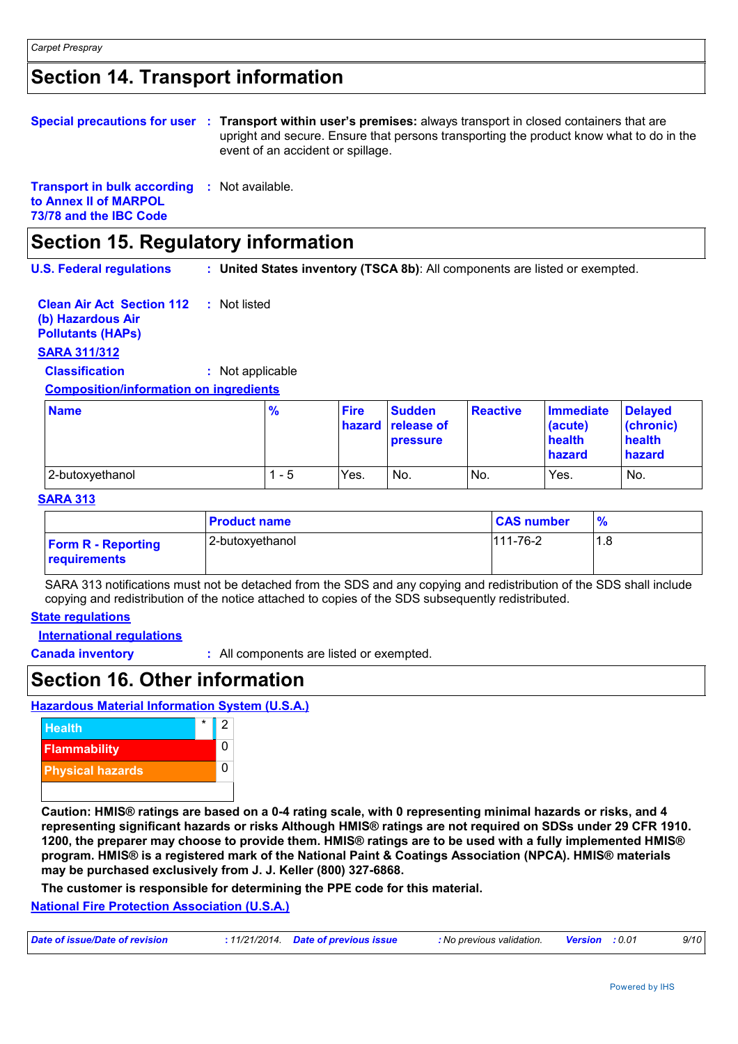## Section 14. Transport information

**Special precautions for user** : **Transport within user's premises:** always transport in closed containers that are upright and secure. Ensure that persons transporting the product know what to do in the event of an accident or spillage.

**Transport in bulk according to Annex II of MARPOL 73/78 and the IBC Code** : Not available.

## Section 15. Regulatory information

**U.S. Federal regulations** : **United States inventory (TSCA 8b)**: All components are listed or exempted.

**Clean Air Act Section 112 (b) Hazardous Air Pollutants (HAPs)** : Not listed

**SARA 311/312**

**Classification** : Not applicable

**Composition/information on ingredients**

| Name | % | Fire hazard | Sudden release of pressure | Reactive | Immediate (acute) health hazard | Delayed (chronic) health hazard |
|---|---|---|---|---|---|---|
| 2-butoxyethanol | 1 - 5 | Yes. | No. | No. | Yes. | No. |

**SARA 313**

| | Product name | CAS number | % |
|---|---|---|---|
| **Form R - Reporting requirements** | 2-butoxyethanol | 111-76-2 | 1.8 |

SARA 313 notifications must not be detached from the SDS and any copying and redistribution of the SDS shall include copying and redistribution of the notice attached to copies of the SDS subsequently redistributed.

**State regulations**

**International regulations**

**Canada inventory** : All components are listed or exempted.

## Section 16. Other information

**Hazardous Material Information System (U.S.A.)**

| | | |
|---|---|---|
| Health | * | 2 |
| Flammability | | 0 |
| Physical hazards | | 0 |

**Caution: HMIS® ratings are based on a 0-4 rating scale, with 0 representing minimal hazards or risks, and 4 representing significant hazards or risks Although HMIS® ratings are not required on SDSs under 29 CFR 1910. 1200, the preparer may choose to provide them. HMIS® ratings are to be used with a fully implemented HMIS® program. HMIS® is a registered mark of the National Paint & Coatings Association (NPCA). HMIS® materials may be purchased exclusively from J. J. Keller (800) 327-6868.**

**The customer is responsible for determining the PPE code for this material.**

**National Fire Protection Association (U.S.A.)**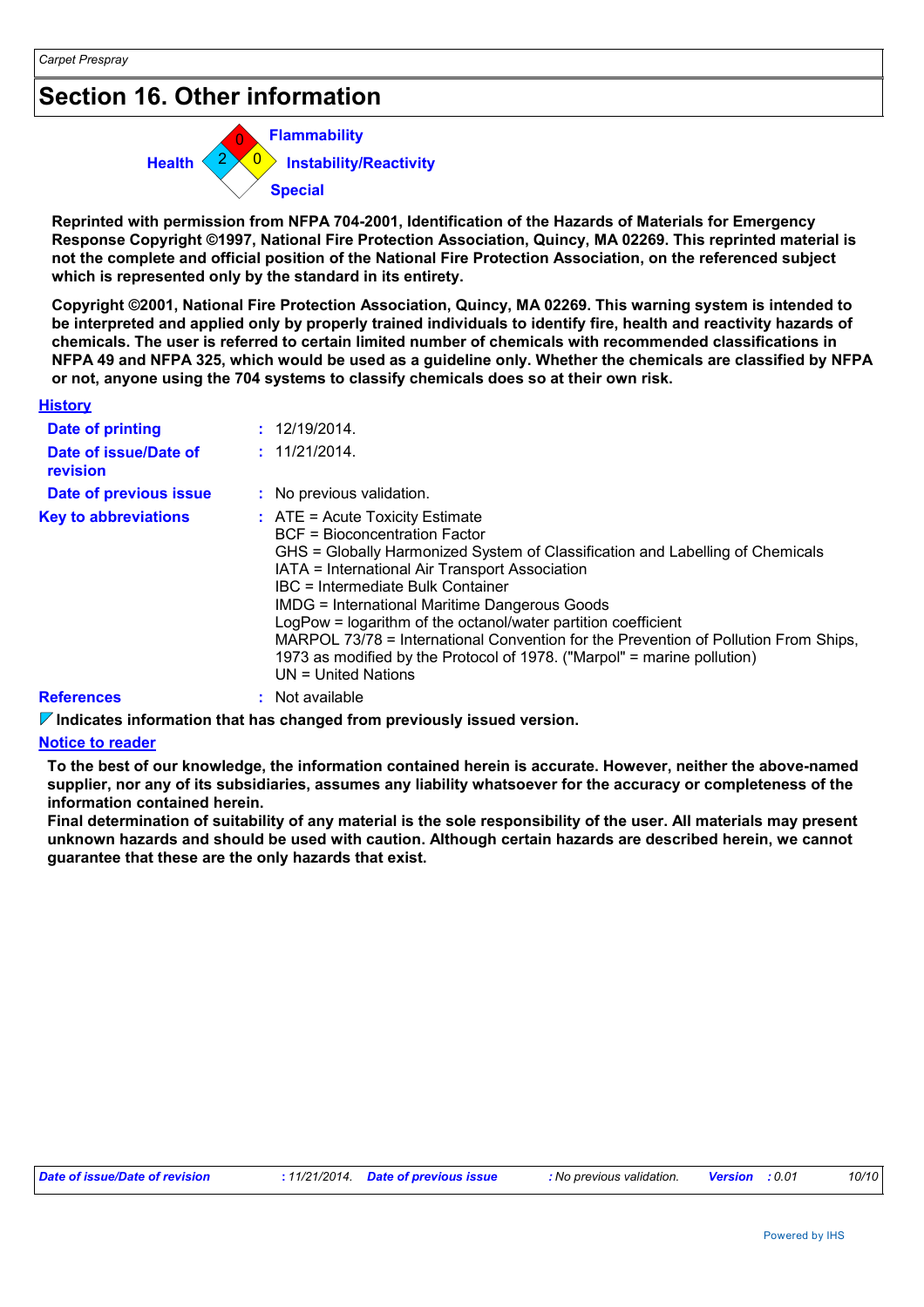# Section 16. Other information

Flammability 0
Health 2
Instability/Reactivity 0
Special

**Reprinted with permission from NFPA 704-2001, Identification of the Hazards of Materials for Emergency Response Copyright ©1997, National Fire Protection Association, Quincy, MA 02269. This reprinted material is not the complete and official position of the National Fire Protection Association, on the referenced subject which is represented only by the standard in its entirety.**

**Copyright ©2001, National Fire Protection Association, Quincy, MA 02269. This warning system is intended to be interpreted and applied only by properly trained individuals to identify fire, health and reactivity hazards of chemicals. The user is referred to certain limited number of chemicals with recommended classifications in NFPA 49 and NFPA 325, which would be used as a guideline only. Whether the chemicals are classified by NFPA or not, anyone using the 704 systems to classify chemicals does so at their own risk.**

**History**

**Date of printing** : 12/19/2014.

**Date of issue/Date of revision** : 11/21/2014.

**Date of previous issue** : No previous validation.

**Key to abbreviations** :
ATE = Acute Toxicity Estimate
BCF = Bioconcentration Factor
GHS = Globally Harmonized System of Classification and Labelling of Chemicals
IATA = International Air Transport Association
IBC = Intermediate Bulk Container
IMDG = International Maritime Dangerous Goods
LogPow = logarithm of the octanol/water partition coefficient
MARPOL 73/78 = International Convention for the Prevention of Pollution From Ships, 1973 as modified by the Protocol of 1978. ("Marpol" = marine pollution)
UN = United Nations

**References** : Not available

**Indicates information that has changed from previously issued version.**

**Notice to reader**

**To the best of our knowledge, the information contained herein is accurate. However, neither the above-named supplier, nor any of its subsidiaries, assumes any liability whatsoever for the accuracy or completeness of the information contained herein.**
**Final determination of suitability of any material is the sole responsibility of the user. All materials may present unknown hazards and should be used with caution. Although certain hazards are described herein, we cannot guarantee that these are the only hazards that exist.**